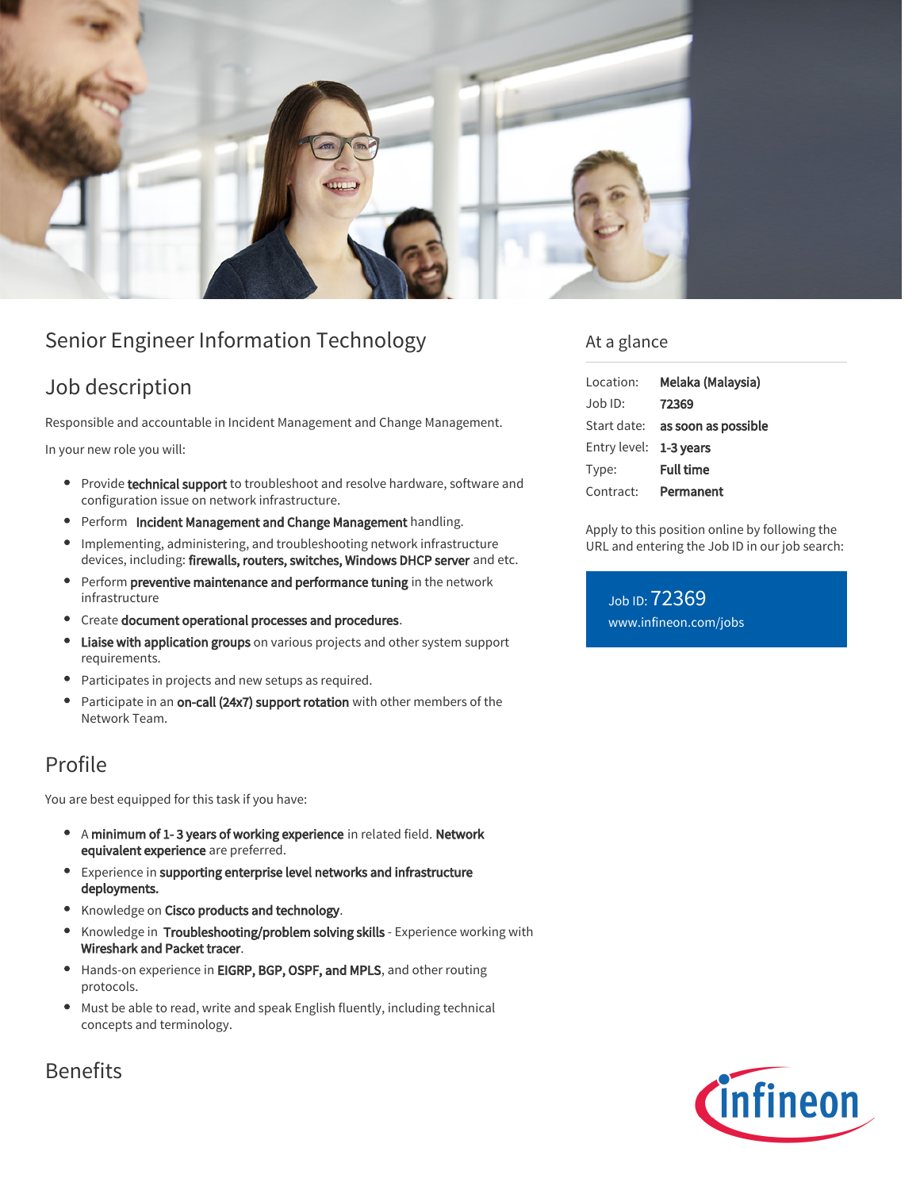# Senior Engineer Information Technology

## Job description

Responsible and accountable in Incident Management and Change Management.

In your new role you will:

- Provide **technical support** to troubleshoot and resolve hardware, software and configuration issue on network infrastructure.
- Perform **Incident Management and Change Management** handling.
- Implementing, administering, and troubleshooting network infrastructure devices, including: **firewalls, routers, switches, Windows DHCP server** and etc.
- Perform **preventive maintenance and performance tuning** in the network infrastructure
- Create **document operational processes and procedures**.
- **Liaise with application groups** on various projects and other system support requirements.
- Participates in projects and new setups as required.
- Participate in an **on-call (24x7) support rotation** with other members of the Network Team.

## Profile

You are best equipped for this task if you have:

- A **minimum of 1- 3 years of working experience** in related field. **Network equivalent experience** are preferred.
- Experience in **supporting enterprise level networks and infrastructure deployments.**
- Knowledge on **Cisco products and technology**.
- Knowledge in **Troubleshooting/problem solving skills** - Experience working with **Wireshark and Packet tracer**.
- Hands-on experience in **EIGRP, BGP, OSPF, and MPLS**, and other routing protocols.
- Must be able to read, write and speak English fluently, including technical concepts and terminology.

## Benefits

## At a glance

| | |
|---|---|
| Location: | **Melaka (Malaysia)** |
| Job ID: | **72369** |
| Start date: | **as soon as possible** |
| Entry level: | **1-3 years** |
| Type: | **Full time** |
| Contract: | **Permanent** |

Apply to this position online by following the URL and entering the Job ID in our job search:

Job ID: 72369
www.infineon.com/jobs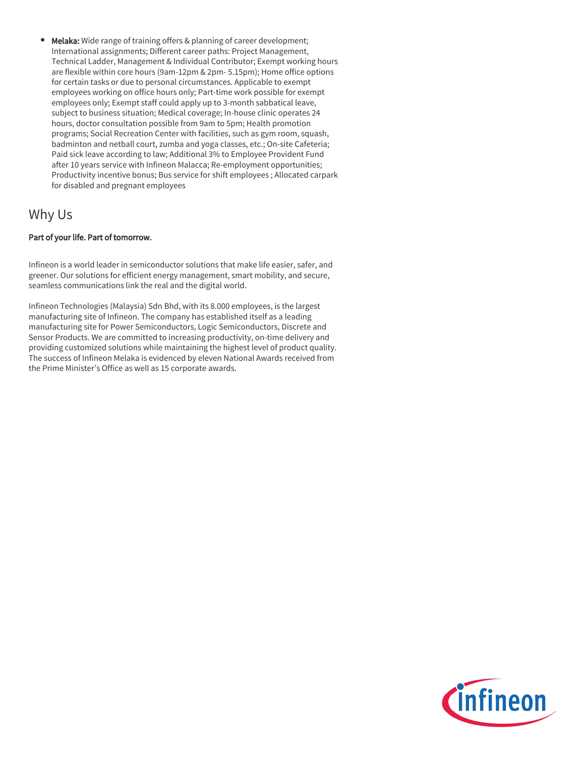- **Melaka:** Wide range of training offers & planning of career development; International assignments; Different career paths: Project Management, Technical Ladder, Management & Individual Contributor; Exempt working hours are flexible within core hours (9am-12pm & 2pm- 5.15pm); Home office options for certain tasks or due to personal circumstances. Applicable to exempt employees working on office hours only; Part-time work possible for exempt employees only; Exempt staff could apply up to 3-month sabbatical leave, subject to business situation; Medical coverage; In-house clinic operates 24 hours, doctor consultation possible from 9am to 5pm; Health promotion programs; Social Recreation Center with facilities, such as gym room, squash, badminton and netball court, zumba and yoga classes, etc.; On-site Cafeteria; Paid sick leave according to law; Additional 3% to Employee Provident Fund after 10 years service with Infineon Malacca; Re-employment opportunities; Productivity incentive bonus; Bus service for shift employees ; Allocated carpark for disabled and pregnant employees

## Why Us

**Part of your life. Part of tomorrow.**

Infineon is a world leader in semiconductor solutions that make life easier, safer, and greener. Our solutions for efficient energy management, smart mobility, and secure, seamless communications link the real and the digital world.

Infineon Technologies (Malaysia) Sdn Bhd, with its 8.000 employees, is the largest manufacturing site of Infineon. The company has established itself as a leading manufacturing site for Power Semiconductors, Logic Semiconductors, Discrete and Sensor Products. We are committed to increasing productivity, on-time delivery and providing customized solutions while maintaining the highest level of product quality. The success of Infineon Melaka is evidenced by eleven National Awards received from the Prime Minister's Office as well as 15 corporate awards.